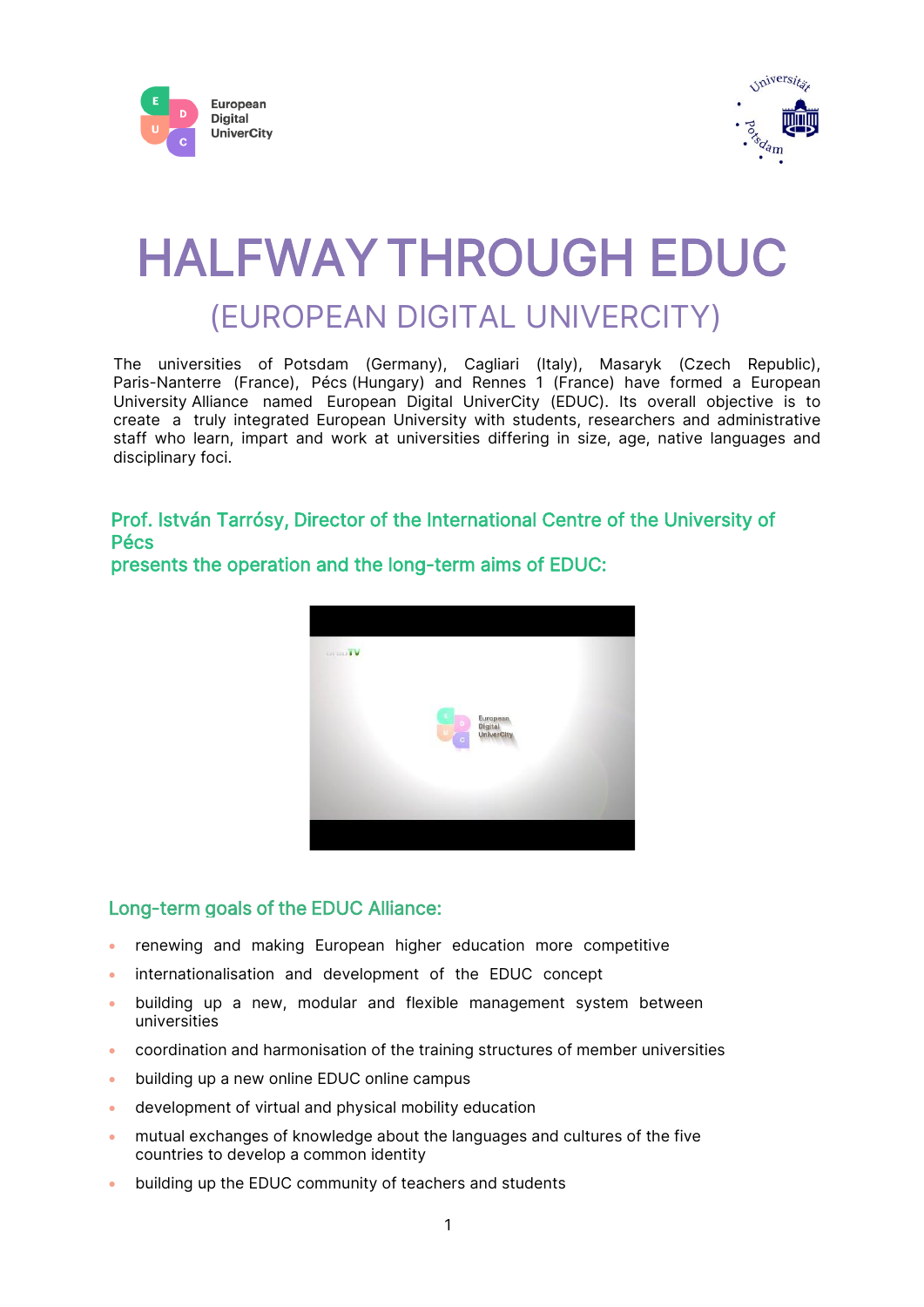# HALFWAY THROUGH EDUC

## (EUROPEAN DIGITAL UNIVERCITY)

The universities of Potsdam (Germany), Cagliari (Italy), Masaryk (Czech Republic), Paris-Nanterre (France), Pécs (Hungary) and Rennes 1 (France) have formed a European University Alliance named European Digital UniverCity (EDUC). Its overall objective is to create a truly integrated European University with students, researchers and administrative staff who learn, impart and work at universities differing in size, age, native languages and disciplinary foci.

### Prof. István Tarrósy, Director of the International Centre of the University of Pécs presents the operation and the long-term aims of EDUC:

### Long-term goals of the EDUC Alliance:

- renewing and making European higher education more competitive
- internationalisation and development of the EDUC concept
- building up a new, modular and flexible management system between universities
- coordination and harmonisation of the training structures of member universities
- building up a new online EDUC online campus
- development of virtual and physical mobility education
- mutual exchanges of knowledge about the languages and cultures of the five countries to develop a common identity
- building up the EDUC community of teachers and students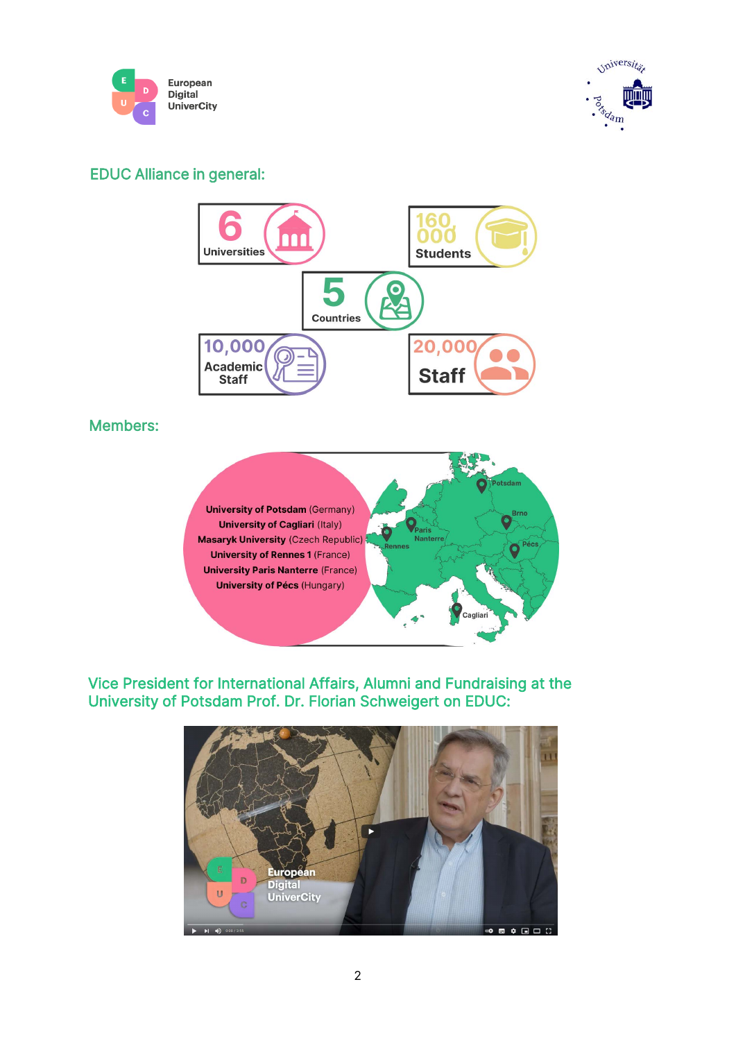## EDUC Alliance in general:

- **6** Universities
- **160 000** Students
- **5** Countries
- **10,000** Academic Staff
- **20,000** Staff

## Members:

- **University of Potsdam** (Germany)
- **University of Cagliari** (Italy)
- **Masaryk University** (Czech Republic)
- **University of Rennes 1** (France)
- **University Paris Nanterre** (France)
- **University of Pécs** (Hungary)

Potsdam, Brno, Pécs, Paris Nanterre, Rennes, Cagliari

## Vice President for International Affairs, Alumni and Fundraising at the University of Potsdam Prof. Dr. Florian Schweigert on EDUC: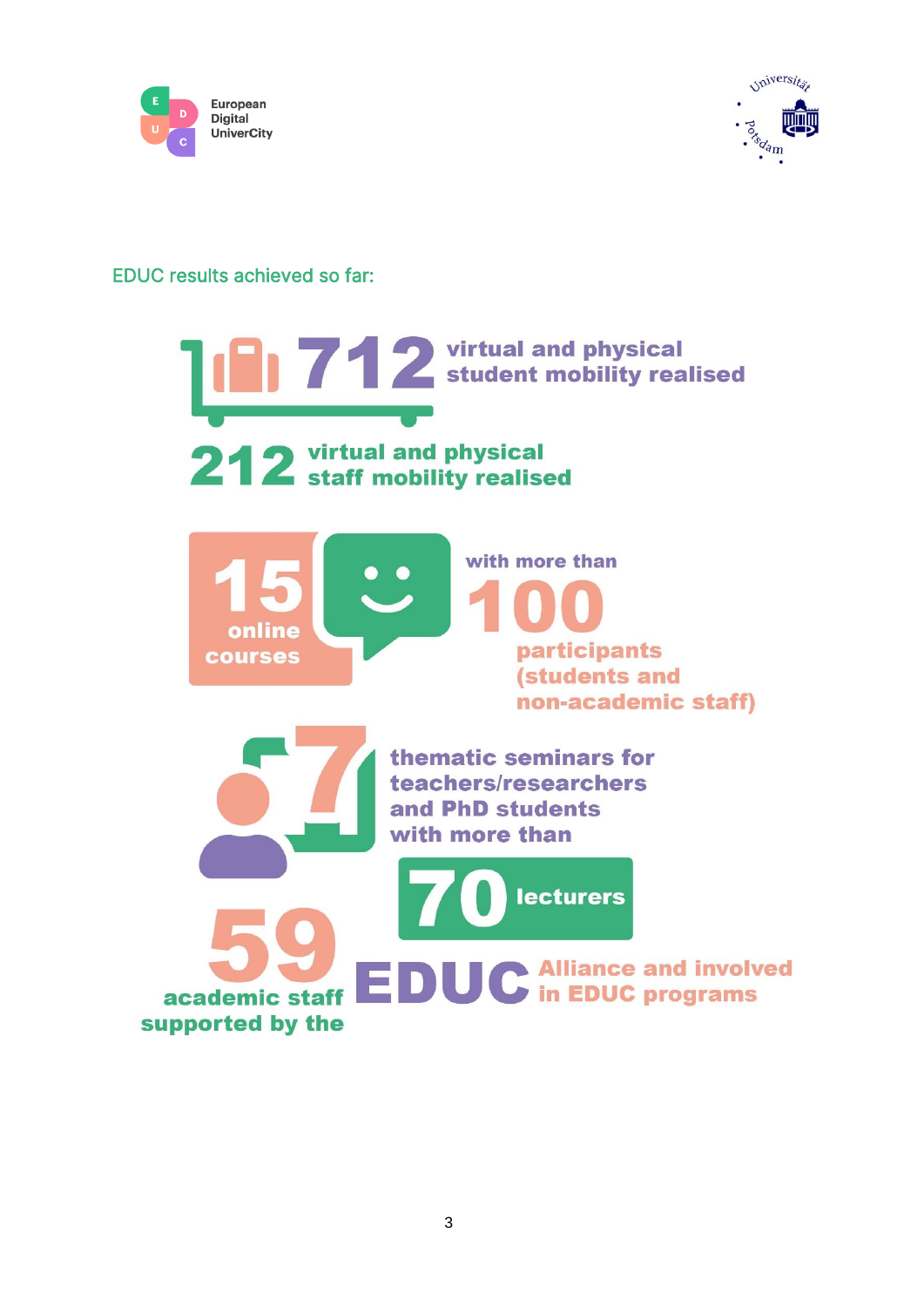EDUC results achieved so far:

**712** virtual and physical student mobility realised

**212** virtual and physical staff mobility realised

**15** online courses with more than **100** participants (students and non-academic staff)

**7** thematic seminars for teachers/researchers and PhD students with more than **70** lecturers

**59** academic staff supported by the **EDUC** Alliance and involved in EDUC programs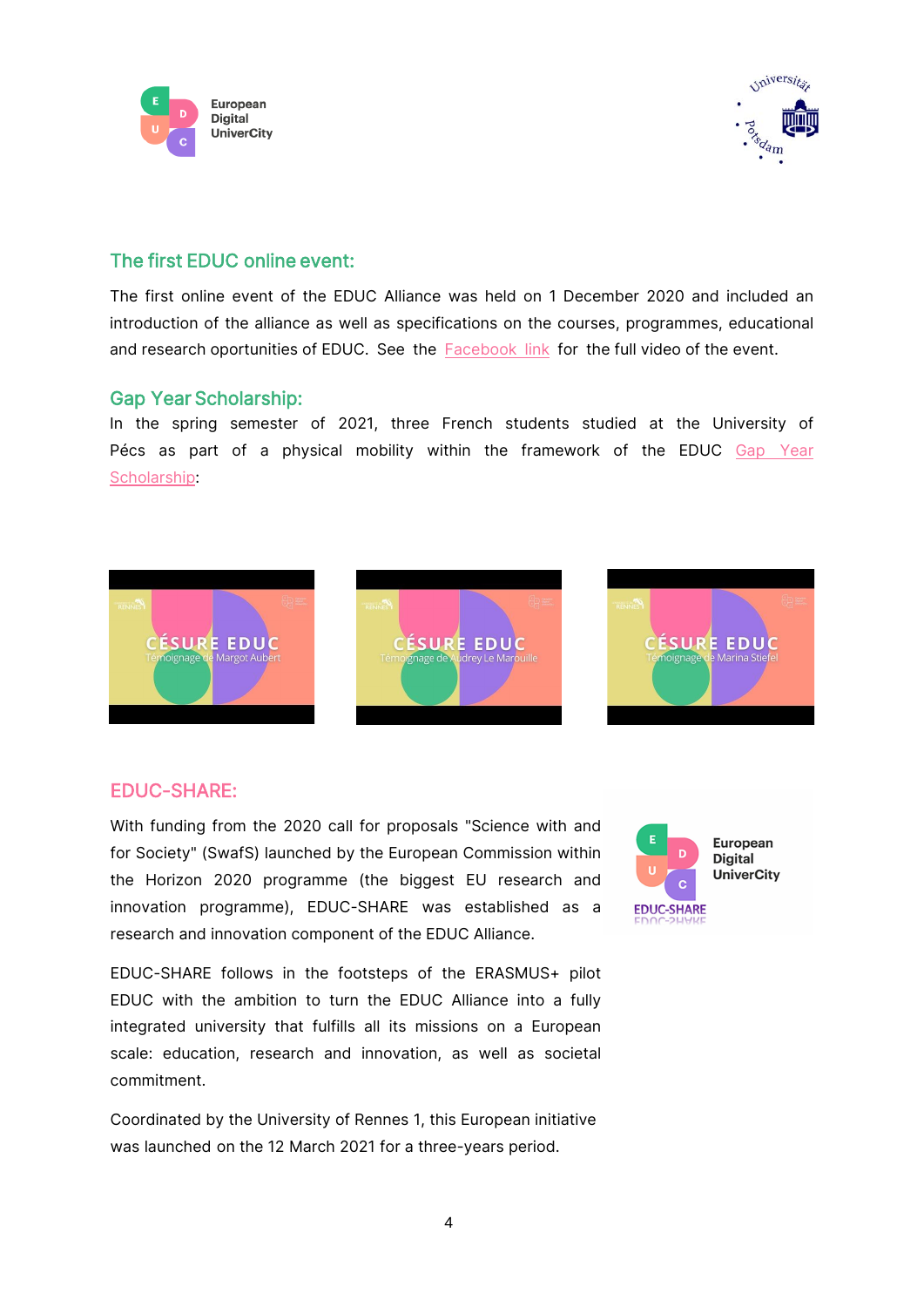## The first EDUC online event:

The first online event of the EDUC Alliance was held on 1 December 2020 and included an introduction of the alliance as well as specifications on the courses, programmes, educational and research oportunities of EDUC. See the Facebook link for the full video of the event.

## Gap Year Scholarship:

In the spring semester of 2021, three French students studied at the University of Pécs as part of a physical mobility within the framework of the EDUC Gap Year Scholarship:

## EDUC-SHARE:

With funding from the 2020 call for proposals "Science with and for Society" (SwafS) launched by the European Commission within the Horizon 2020 programme (the biggest EU research and innovation programme), EDUC-SHARE was established as a research and innovation component of the EDUC Alliance.

EDUC-SHARE follows in the footsteps of the ERASMUS+ pilot EDUC with the ambition to turn the EDUC Alliance into a fully integrated university that fulfills all its missions on a European scale: education, research and innovation, as well as societal commitment.

Coordinated by the University of Rennes 1, this European initiative was launched on the 12 March 2021 for a three-years period.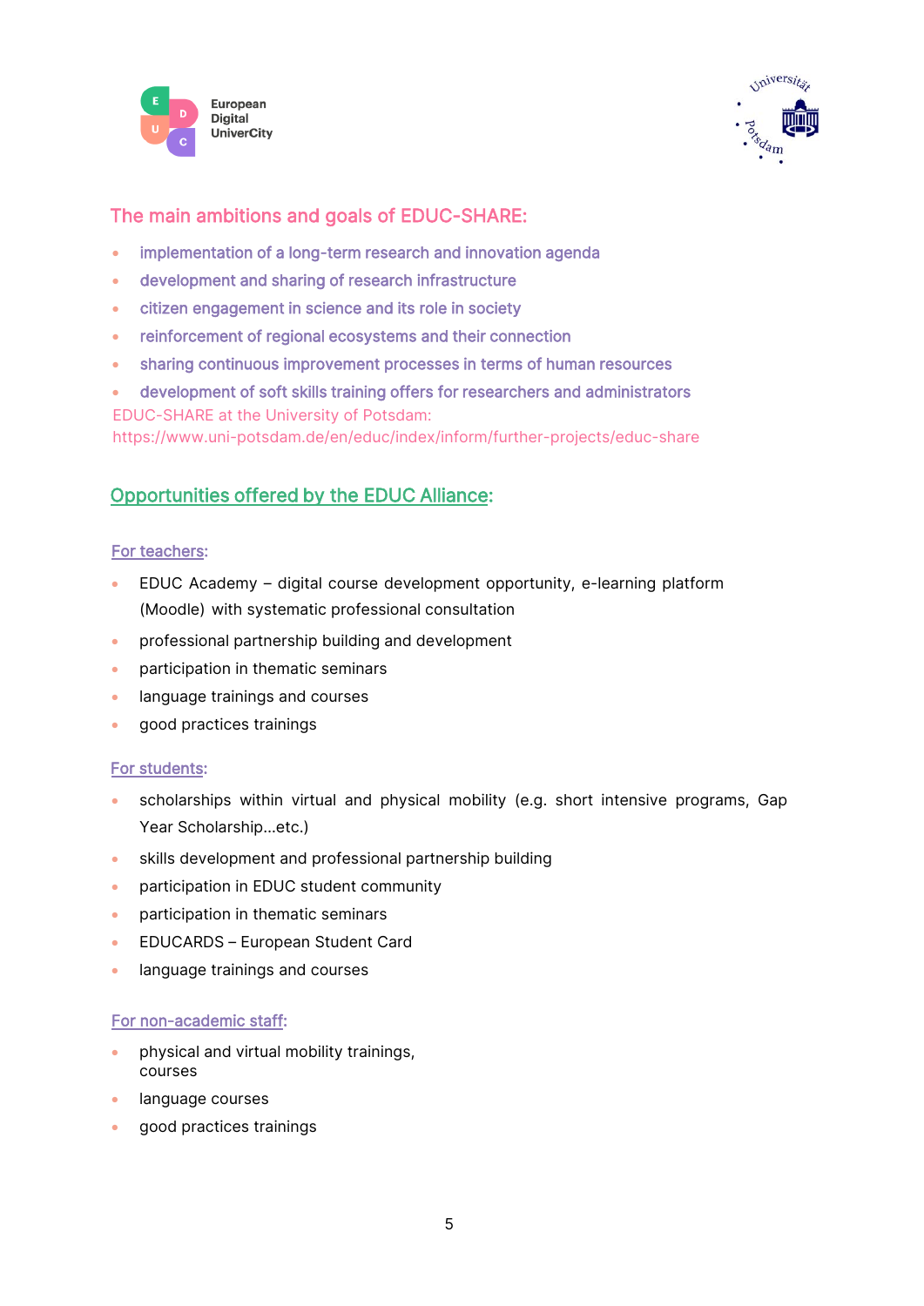## The main ambitions and goals of EDUC-SHARE:

- implementation of a long-term research and innovation agenda
- development and sharing of research infrastructure
- citizen engagement in science and its role in society
- reinforcement of regional ecosystems and their connection
- sharing continuous improvement processes in terms of human resources
- development of soft skills training offers for researchers and administrators

EDUC-SHARE at the University of Potsdam:
https://www.uni-potsdam.de/en/educ/index/inform/further-projects/educ-share

## Opportunities offered by the EDUC Alliance:

### For teachers:

- EDUC Academy – digital course development opportunity, e-learning platform (Moodle) with systematic professional consultation
- professional partnership building and development
- participation in thematic seminars
- language trainings and courses
- good practices trainings

### For students:

- scholarships within virtual and physical mobility (e.g. short intensive programs, Gap Year Scholarship…etc.)
- skills development and professional partnership building
- participation in EDUC student community
- participation in thematic seminars
- EDUCARDS – European Student Card
- language trainings and courses

### For non-academic staff:

- physical and virtual mobility trainings, courses
- language courses
- good practices trainings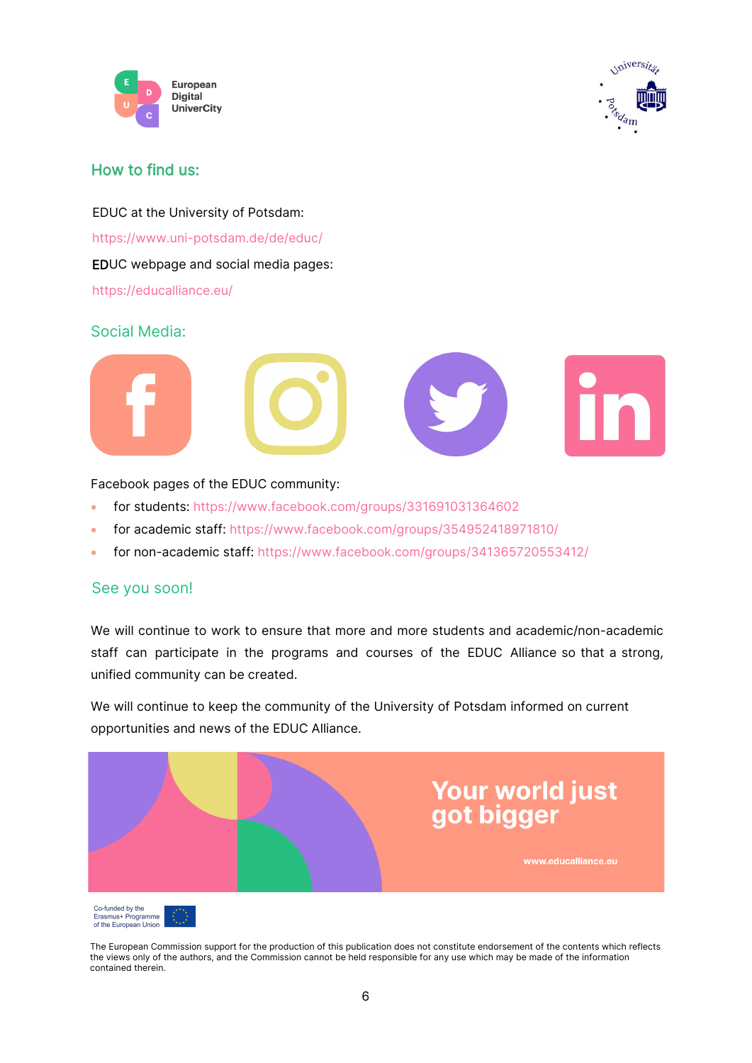## How to find us:

EDUC at the University of Potsdam:

https://www.uni-potsdam.de/de/educ/

EDUC webpage and social media pages:

https://educalliance.eu/

## Social Media:

Facebook pages of the EDUC community:

- for students: https://www.facebook.com/groups/331691031364602
- for academic staff: https://www.facebook.com/groups/354952418971810/
- for non-academic staff: https://www.facebook.com/groups/341365720553412/

## See you soon!

We will continue to work to ensure that more and more students and academic/non-academic staff can participate in the programs and courses of the EDUC Alliance so that a strong, unified community can be created.

We will continue to keep the community of the University of Potsdam informed on current opportunities and news of the EDUC Alliance.

Your world just got bigger

www.educalliance.eu

Co-funded by the Erasmus+ Programme of the European Union

The European Commission support for the production of this publication does not constitute endorsement of the contents which reflects the views only of the authors, and the Commission cannot be held responsible for any use which may be made of the information contained therein.